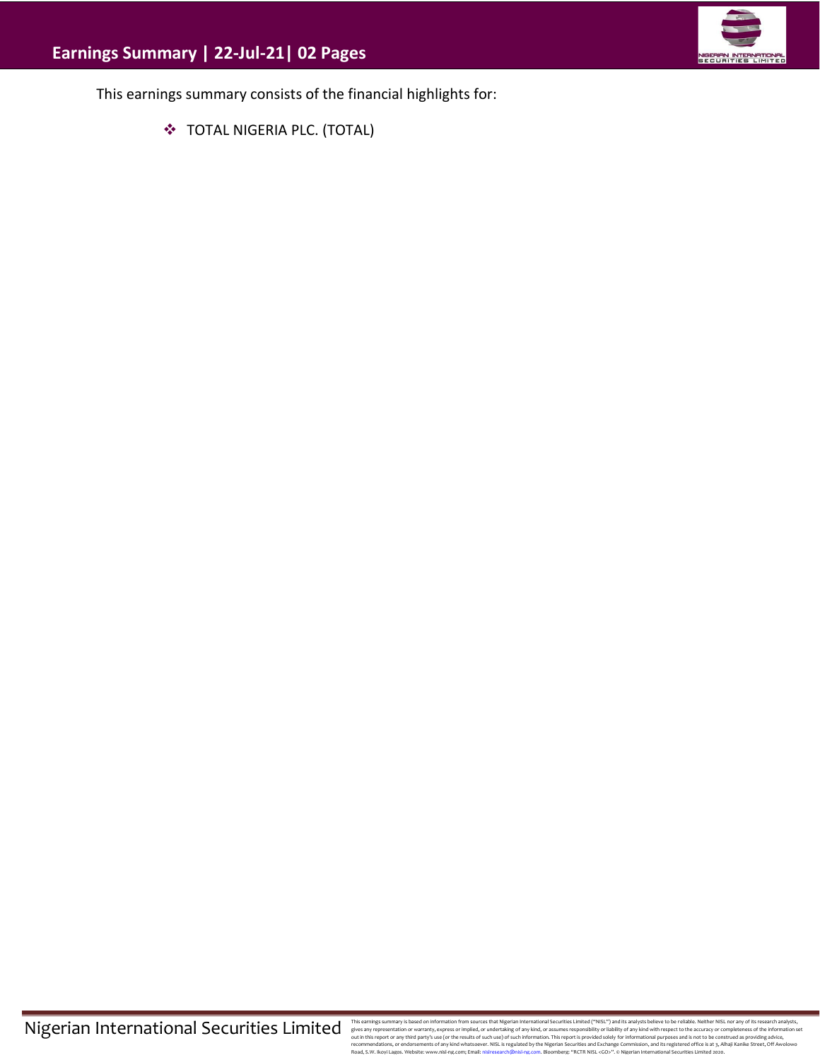# Earnings Summary | 22-Jul-21| 02 Pages

This earnings summary consists of the financial highlights for:

- TOTAL NIGERIA PLC. (TOTAL)

Nigerian International Securities Limited

This earnings summary is based on information from sources that Nigerian International Securities Limited ("NISL") and its analysts believe to be reliable. Neither NISL nor any of its research analysts, gives any representation or warranty, express or implied, or undertaking of any kind, or assumes responsibility or liability of any kind with respect to the accuracy or completeness of the information set out in this report or any third party's use (or the results of such use) of such information. This report is provided solely for informational purposes and is not to be construed as providing advice, recommendations, or endorsements of any kind whatsoever. NISL is regulated by the Nigerian Securities and Exchange Commission, and its registered office is at 3, Alhaji Kanike Street, Off Awolowo Road, S.W. Ikoyi Lagos. Website: www.nisl-ng.com; Email: nislresearch@nisl-ng.com. Bloomberg: "RCTR NISL <GO>". © Nigerian International Securities Limited 2020.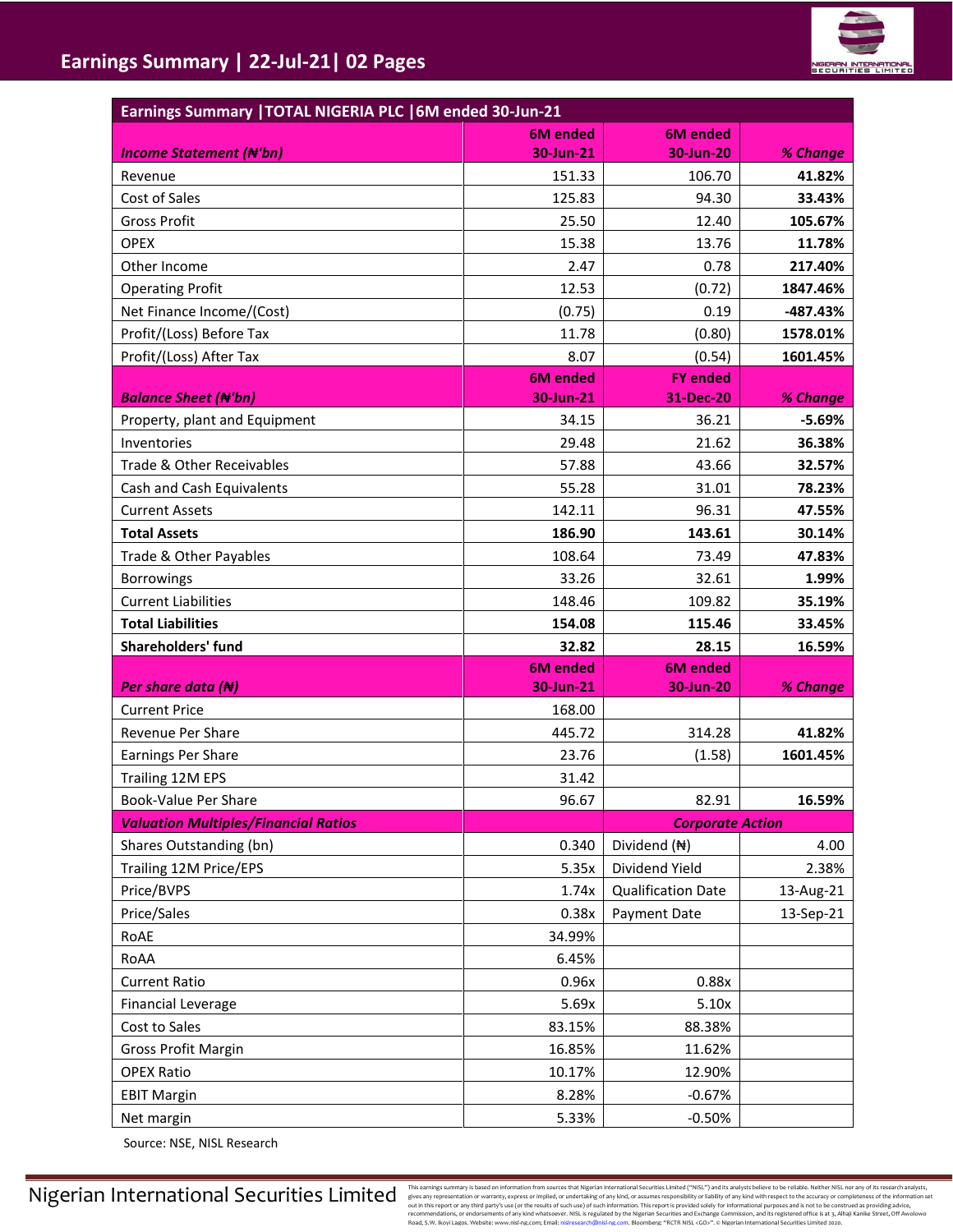# Earnings Summary | 22-Jul-21| 02 Pages

| Earnings Summary \|TOTAL NIGERIA PLC \|6M ended 30-Jun-21 | | | |
|---|---|---|---|
| ***Income Statement (₦'bn)*** | **6M ended 30-Jun-21** | **6M ended 30-Jun-20** | ***% Change*** |
| Revenue | 151.33 | 106.70 | **41.82%** |
| Cost of Sales | 125.83 | 94.30 | **33.43%** |
| Gross Profit | 25.50 | 12.40 | **105.67%** |
| OPEX | 15.38 | 13.76 | **11.78%** |
| Other Income | 2.47 | 0.78 | **217.40%** |
| Operating Profit | 12.53 | (0.72) | **1847.46%** |
| Net Finance Income/(Cost) | (0.75) | 0.19 | **-487.43%** |
| Profit/(Loss) Before Tax | 11.78 | (0.80) | **1578.01%** |
| Profit/(Loss) After Tax | 8.07 | (0.54) | **1601.45%** |
| ***Balance Sheet (₦'bn)*** | **6M ended 30-Jun-21** | **FY ended 31-Dec-20** | ***% Change*** |
| Property, plant and Equipment | 34.15 | 36.21 | **-5.69%** |
| Inventories | 29.48 | 21.62 | **36.38%** |
| Trade & Other Receivables | 57.88 | 43.66 | **32.57%** |
| Cash and Cash Equivalents | 55.28 | 31.01 | **78.23%** |
| Current Assets | 142.11 | 96.31 | **47.55%** |
| **Total Assets** | **186.90** | **143.61** | **30.14%** |
| Trade & Other Payables | 108.64 | 73.49 | **47.83%** |
| Borrowings | 33.26 | 32.61 | **1.99%** |
| Current Liabilities | 148.46 | 109.82 | **35.19%** |
| **Total Liabilities** | **154.08** | **115.46** | **33.45%** |
| **Shareholders' fund** | **32.82** | **28.15** | **16.59%** |
| ***Per share data (₦)*** | **6M ended 30-Jun-21** | **6M ended 30-Jun-20** | ***% Change*** |
| Current Price | 168.00 | | |
| Revenue Per Share | 445.72 | 314.28 | **41.82%** |
| Earnings Per Share | 23.76 | (1.58) | **1601.45%** |
| Trailing 12M EPS | 31.42 | | |
| Book-Value Per Share | 96.67 | 82.91 | **16.59%** |
| ***Valuation Multiples/Financial Ratios*** | | ***Corporate Action*** | |
| Shares Outstanding (bn) | 0.340 | Dividend (₦) | 4.00 |
| Trailing 12M Price/EPS | 5.35x | Dividend Yield | 2.38% |
| Price/BVPS | 1.74x | Qualification Date | 13-Aug-21 |
| Price/Sales | 0.38x | Payment Date | 13-Sep-21 |
| RoAE | 34.99% | | |
| RoAA | 6.45% | | |
| Current Ratio | 0.96x | 0.88x | |
| Financial Leverage | 5.69x | 5.10x | |
| Cost to Sales | 83.15% | 88.38% | |
| Gross Profit Margin | 16.85% | 11.62% | |
| OPEX Ratio | 10.17% | 12.90% | |
| EBIT Margin | 8.28% | -0.67% | |
| Net margin | 5.33% | -0.50% | |

Source: NSE, NISL Research

Nigerian International Securities Limited

This earnings summary is based on information from sources that Nigerian International Securities Limited ("NISL") and its research analysts believe to be reliable. Neither NISL nor any of its research analysts, gives any representation or warranty, express or implied, or undertaking of any kind, or assumes responsibility or liability of any kind with respect to the accuracy or completeness of the information set out in this report or any third party's use (or the results of such use) of such information. This report is provided solely for informational purposes and is not to be construed as providing advice, recommendations, or endorsements of any kind whatsoever. NISL is regulated by the Nigerian Securities and Exchange Commission, and its registered office is at 3, Alhaji Kanike Street, Off Awolowo Road, S.W. Ikoyi Lagos. Website: www.nisl-ng.com; Email: nislresearch@nisl-ng.com. Bloomberg: "RCTR NISL <GO>". © Nigerian International Securities Limited 2020.